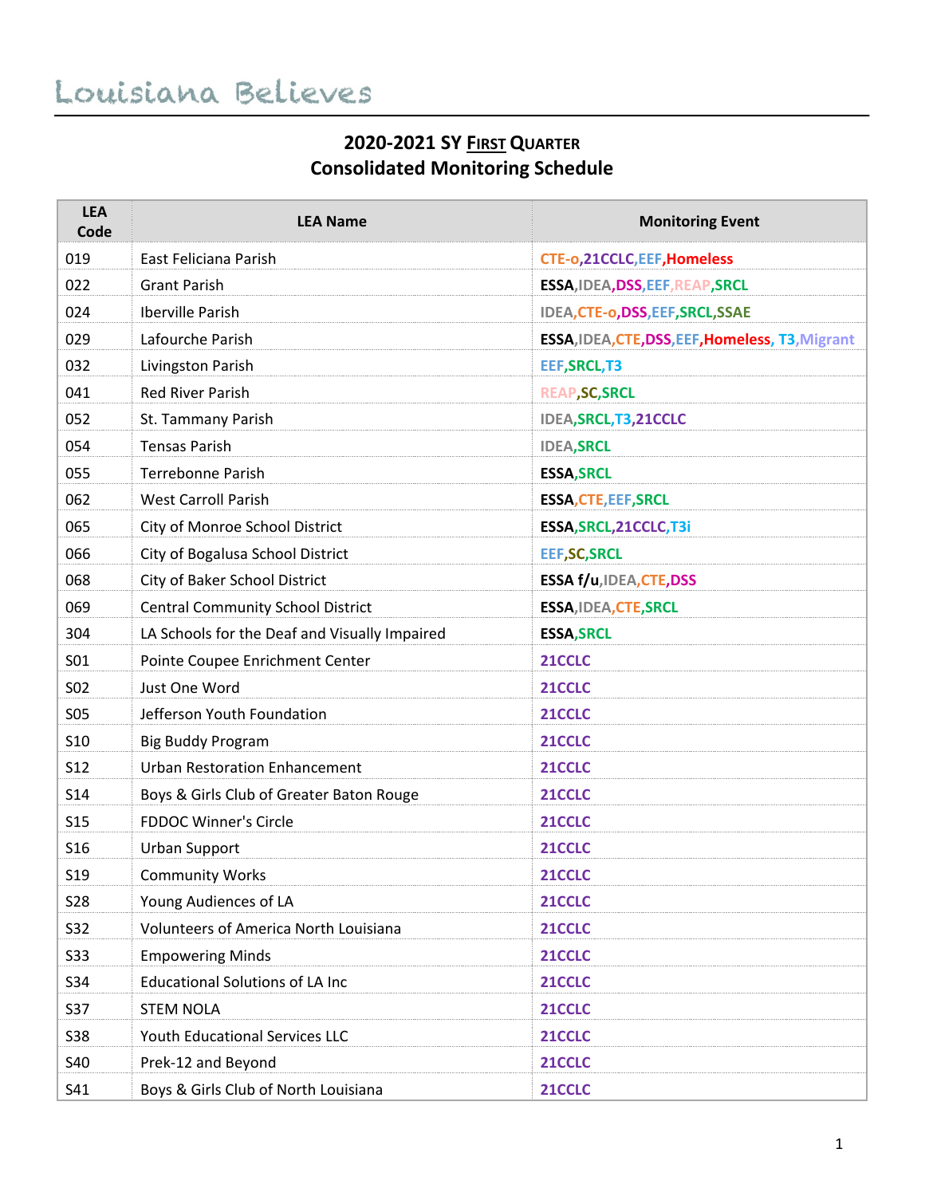Louisiana Believes

## 2020-2021 SY FIRST QUARTER
## Consolidated Monitoring Schedule

| LEA Code | LEA Name | Monitoring Event |
|---|---|---|
| 019 | East Feliciana Parish | CTE-o,21CCLC,EEF,Homeless |
| 022 | Grant Parish | ESSA,IDEA,DSS,EEF,REAP,SRCL |
| 024 | Iberville Parish | IDEA,CTE-o,DSS,EEF,SRCL,SSAE |
| 029 | Lafourche Parish | ESSA,IDEA,CTE,DSS,EEF,Homeless, T3,Migrant |
| 032 | Livingston Parish | EEF,SRCL,T3 |
| 041 | Red River Parish | REAP,SC,SRCL |
| 052 | St. Tammany Parish | IDEA,SRCL,T3,21CCLC |
| 054 | Tensas Parish | IDEA,SRCL |
| 055 | Terrebonne Parish | ESSA,SRCL |
| 062 | West Carroll Parish | ESSA,CTE,EEF,SRCL |
| 065 | City of Monroe School District | ESSA,SRCL,21CCLC,T3i |
| 066 | City of Bogalusa School District | EEF,SC,SRCL |
| 068 | City of Baker School District | ESSA f/u,IDEA,CTE,DSS |
| 069 | Central Community School District | ESSA,IDEA,CTE,SRCL |
| 304 | LA Schools for the Deaf and Visually Impaired | ESSA,SRCL |
| S01 | Pointe Coupee Enrichment Center | 21CCLC |
| S02 | Just One Word | 21CCLC |
| S05 | Jefferson Youth Foundation | 21CCLC |
| S10 | Big Buddy Program | 21CCLC |
| S12 | Urban Restoration Enhancement | 21CCLC |
| S14 | Boys & Girls Club of Greater Baton Rouge | 21CCLC |
| S15 | FDDOC Winner's Circle | 21CCLC |
| S16 | Urban Support | 21CCLC |
| S19 | Community Works | 21CCLC |
| S28 | Young Audiences of LA | 21CCLC |
| S32 | Volunteers of America North Louisiana | 21CCLC |
| S33 | Empowering Minds | 21CCLC |
| S34 | Educational Solutions of LA Inc | 21CCLC |
| S37 | STEM NOLA | 21CCLC |
| S38 | Youth Educational Services LLC | 21CCLC |
| S40 | Prek-12 and Beyond | 21CCLC |
| S41 | Boys & Girls Club of North Louisiana | 21CCLC |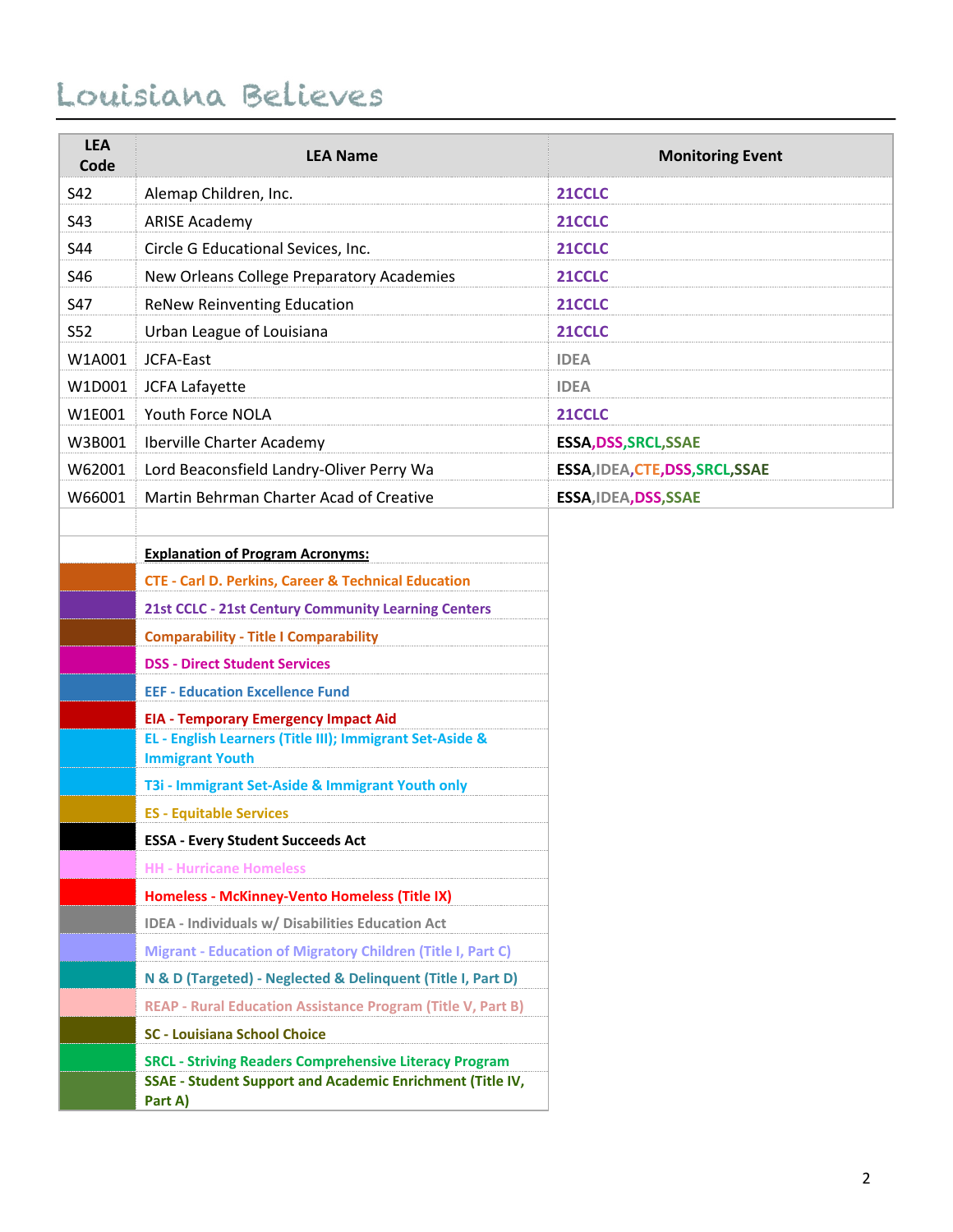# Louisiana Believes

| LEA Code | LEA Name | Monitoring Event |
|---|---|---|
| S42 | Alemap Children, Inc. | 21CCLC |
| S43 | ARISE Academy | 21CCLC |
| S44 | Circle G Educational Sevices, Inc. | 21CCLC |
| S46 | New Orleans College Preparatory Academies | 21CCLC |
| S47 | ReNew Reinventing Education | 21CCLC |
| S52 | Urban League of Louisiana | 21CCLC |
| W1A001 | JCFA-East | IDEA |
| W1D001 | JCFA Lafayette | IDEA |
| W1E001 | Youth Force NOLA | 21CCLC |
| W3B001 | Iberville Charter Academy | ESSA,DSS,SRCL,SSAE |
| W62001 | Lord Beaconsfield Landry-Oliver Perry Wa | ESSA,IDEA,CTE,DSS,SRCL,SSAE |
| W66001 | Martin Behrman Charter Acad of Creative | ESSA,IDEA,DSS,SSAE |

**Explanation of Program Acronyms:**

- CTE - Carl D. Perkins, Career & Technical Education
- 21st CCLC - 21st Century Community Learning Centers
- Comparability - Title I Comparability
- DSS - Direct Student Services
- EEF - Education Excellence Fund
- EIA - Temporary Emergency Impact Aid
- EL - English Learners (Title III); Immigrant Set-Aside & Immigrant Youth
- T3i - Immigrant Set-Aside & Immigrant Youth only
- ES - Equitable Services
- ESSA - Every Student Succeeds Act
- HH - Hurricane Homeless
- Homeless - McKinney-Vento Homeless (Title IX)
- IDEA - Individuals w/ Disabilities Education Act
- Migrant - Education of Migratory Children (Title I, Part C)
- N & D (Targeted) - Neglected & Delinquent (Title I, Part D)
- REAP - Rural Education Assistance Program (Title V, Part B)
- SC - Louisiana School Choice
- SRCL - Striving Readers Comprehensive Literacy Program
- SSAE - Student Support and Academic Enrichment (Title IV, Part A)